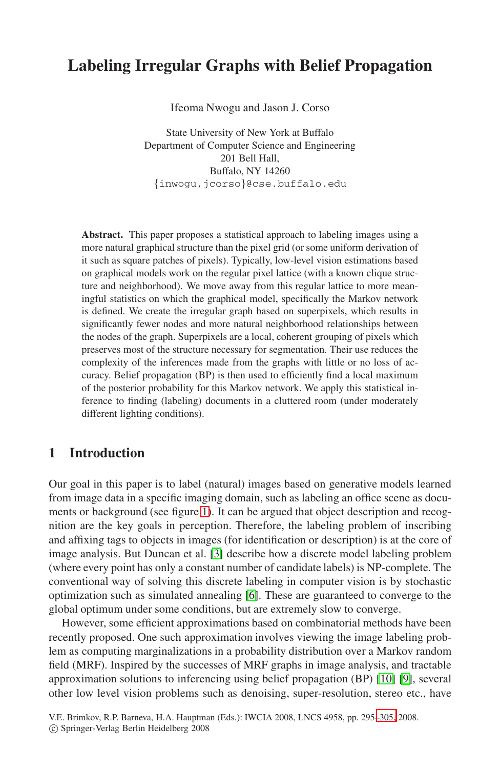# Labeling Irregular Graphs with Belief Propagation

Ifeoma Nwogu and Jason J. Corso

State University of New York at Buffalo
Department of Computer Science and Engineering
201 Bell Hall,
Buffalo, NY 14260
{inwogu,jcorso}@cse.buffalo.edu

**Abstract.** This paper proposes a statistical approach to labeling images using a more natural graphical structure than the pixel grid (or some uniform derivation of it such as square patches of pixels). Typically, low-level vision estimations based on graphical models work on the regular pixel lattice (with a known clique structure and neighborhood). We move away from this regular lattice to more meaningful statistics on which the graphical model, specifically the Markov network is defined. We create the irregular graph based on superpixels, which results in significantly fewer nodes and more natural neighborhood relationships between the nodes of the graph. Superpixels are a local, coherent grouping of pixels which preserves most of the structure necessary for segmentation. Their use reduces the complexity of the inferences made from the graphs with little or no loss of accuracy. Belief propagation (BP) is then used to efficiently find a local maximum of the posterior probability for this Markov network. We apply this statistical inference to finding (labeling) documents in a cluttered room (under moderately different lighting conditions).

## 1 Introduction

Our goal in this paper is to label (natural) images based on generative models learned from image data in a specific imaging domain, such as labeling an office scene as documents or background (see figure 1). It can be argued that object description and recognition are the key goals in perception. Therefore, the labeling problem of inscribing and affixing tags to objects in images (for identification or description) is at the core of image analysis. But Duncan et al. [3] describe how a discrete model labeling problem (where every point has only a constant number of candidate labels) is NP-complete. The conventional way of solving this discrete labeling in computer vision is by stochastic optimization such as simulated annealing [6]. These are guaranteed to converge to the global optimum under some conditions, but are extremely slow to converge.

However, some efficient approximations based on combinatorial methods have been recently proposed. One such approximation involves viewing the image labeling problem as computing marginalizations in a probability distribution over a Markov random field (MRF). Inspired by the successes of MRF graphs in image analysis, and tractable approximation solutions to inferencing using belief propagation (BP) [10] [9], several other low level vision problems such as denoising, super-resolution, stereo etc., have

V.E. Brimkov, R.P. Barneva, H.A. Hauptman (Eds.): IWCIA 2008, LNCS 4958, pp. 295–305, 2008.
© Springer-Verlag Berlin Heidelberg 2008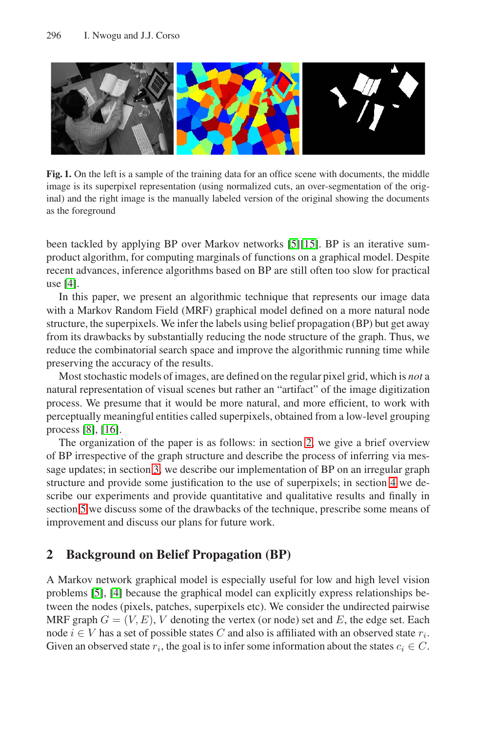**Fig. 1.** On the left is a sample of the training data for an office scene with documents, the middle image is its superpixel representation (using normalized cuts, an over-segmentation of the original) and the right image is the manually labeled version of the original showing the documents as the foreground

been tackled by applying BP over Markov networks [5][15]. BP is an iterative sum-product algorithm, for computing marginals of functions on a graphical model. Despite recent advances, inference algorithms based on BP are still often too slow for practical use [4].

In this paper, we present an algorithmic technique that represents our image data with a Markov Random Field (MRF) graphical model defined on a more natural node structure, the superpixels. We infer the labels using belief propagation (BP) but get away from its drawbacks by substantially reducing the node structure of the graph. Thus, we reduce the combinatorial search space and improve the algorithmic running time while preserving the accuracy of the results.

Most stochastic models of images, are defined on the regular pixel grid, which is *not* a natural representation of visual scenes but rather an "artifact" of the image digitization process. We presume that it would be more natural, and more efficient, to work with perceptually meaningful entities called superpixels, obtained from a low-level grouping process [8], [16].

The organization of the paper is as follows: in section 2, we give a brief overview of BP irrespective of the graph structure and describe the process of inferring via message updates; in section 3, we describe our implementation of BP on an irregular graph structure and provide some justification to the use of superpixels; in section 4 we describe our experiments and provide quantitative and qualitative results and finally in section 5 we discuss some of the drawbacks of the technique, prescribe some means of improvement and discuss our plans for future work.

## 2 Background on Belief Propagation (BP)

A Markov network graphical model is especially useful for low and high level vision problems [5], [4] because the graphical model can explicitly express relationships between the nodes (pixels, patches, superpixels etc). We consider the undirected pairwise MRF graph $G = (V, E)$, $V$ denoting the vertex (or node) set and $E$, the edge set. Each node $i \in V$ has a set of possible states $C$ and also is affiliated with an observed state $r_i$. Given an observed state $r_i$, the goal is to infer some information about the states $c_i \in C$.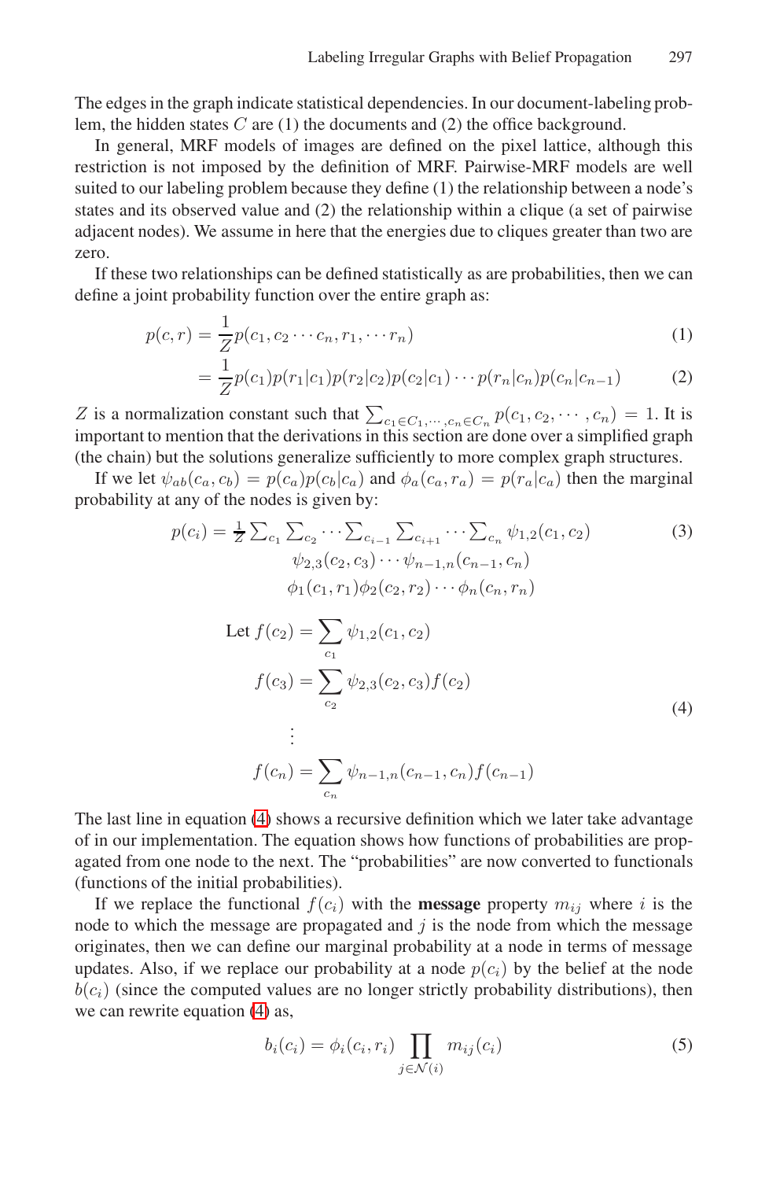The edges in the graph indicate statistical dependencies. In our document-labeling problem, the hidden states $C$ are (1) the documents and (2) the office background.

In general, MRF models of images are defined on the pixel lattice, although this restriction is not imposed by the definition of MRF. Pairwise-MRF models are well suited to our labeling problem because they define (1) the relationship between a node's states and its observed value and (2) the relationship within a clique (a set of pairwise adjacent nodes). We assume in here that the energies due to cliques greater than two are zero.

If these two relationships can be defined statistically as are probabilities, then we can define a joint probability function over the entire graph as:

$$p(c, r) = \frac{1}{Z} p(c_1, c_2 \cdots c_n, r_1, \cdots r_n) \tag{1}$$

$$= \frac{1}{Z} p(c_1) p(r_1|c_1) p(r_2|c_2) p(c_2|c_1) \cdots p(r_n|c_n) p(c_n|c_{n-1}) \tag{2}$$

$Z$ is a normalization constant such that $\sum_{c_1 \in C_1, \cdots, c_n \in C_n} p(c_1, c_2, \cdots, c_n) = 1$. It is important to mention that the derivations in this section are done over a simplified graph (the chain) but the solutions generalize sufficiently to more complex graph structures.

If we let $\psi_{ab}(c_a, c_b) = p(c_a)p(c_b|c_a)$ and $\phi_a(c_a, r_a) = p(r_a|c_a)$ then the marginal probability at any of the nodes is given by:

$$p(c_i) = \tfrac{1}{Z} \textstyle\sum_{c_1} \sum_{c_2} \cdots \sum_{c_{i-1}} \sum_{c_{i+1}} \cdots \sum_{c_n} \psi_{1,2}(c_1, c_2) \\ \psi_{2,3}(c_2, c_3) \cdots \psi_{n-1,n}(c_{n-1}, c_n) \\ \phi_1(c_1, r_1)\phi_2(c_2, r_2) \cdots \phi_n(c_n, r_n) \tag{3}$$

$$\begin{aligned} \text{Let } f(c_2) &= \sum_{c_1} \psi_{1,2}(c_1, c_2) \\ f(c_3) &= \sum_{c_2} \psi_{2,3}(c_2, c_3) f(c_2) \\ &\vdots \\ f(c_n) &= \sum_{c_n} \psi_{n-1,n}(c_{n-1}, c_n) f(c_{n-1}) \end{aligned} \tag{4}$$

The last line in equation (4) shows a recursive definition which we later take advantage of in our implementation. The equation shows how functions of probabilities are propagated from one node to the next. The "probabilities" are now converted to functionals (functions of the initial probabilities).

If we replace the functional $f(c_i)$ with the **message** property $m_{ij}$ where $i$ is the node to which the message are propagated and $j$ is the node from which the message originates, then we can define our marginal probability at a node in terms of message updates. Also, if we replace our probability at a node $p(c_i)$ by the belief at the node $b(c_i)$ (since the computed values are no longer strictly probability distributions), then we can rewrite equation (4) as,

$$b_i(c_i) = \phi_i(c_i, r_i) \prod_{j \in \mathcal{N}(i)} m_{ij}(c_i) \tag{5}$$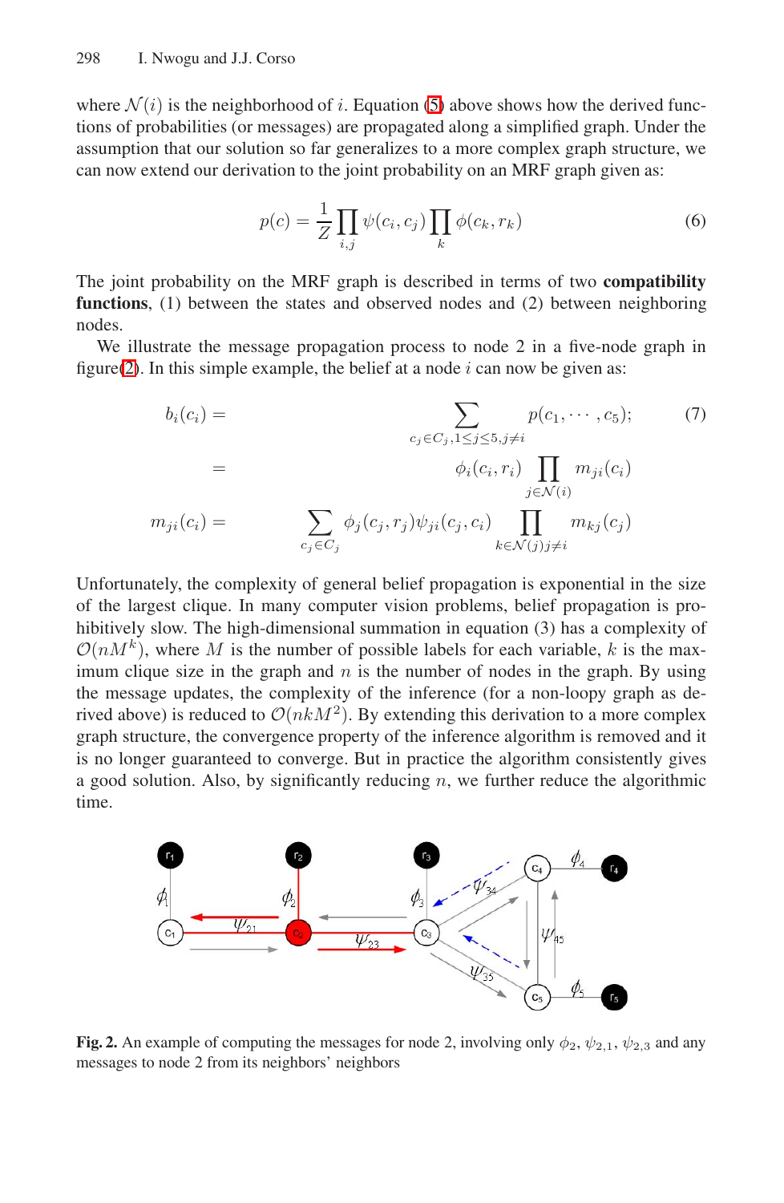where $\mathcal{N}(i)$ is the neighborhood of $i$. Equation (5) above shows how the derived functions of probabilities (or messages) are propagated along a simplified graph. Under the assumption that our solution so far generalizes to a more complex graph structure, we can now extend our derivation to the joint probability on an MRF graph given as:

$$p(c) = \frac{1}{Z} \prod_{i,j} \psi(c_i, c_j) \prod_k \phi(c_k, r_k) \tag{6}$$

The joint probability on the MRF graph is described in terms of two **compatibility functions**, (1) between the states and observed nodes and (2) between neighboring nodes.

We illustrate the message propagation process to node 2 in a five-node graph in figure(2). In this simple example, the belief at a node $i$ can now be given as:

$$\begin{aligned} b_i(c_i) &= \sum_{c_j \in C_j, 1 \leq j \leq 5, j \neq i} p(c_1, \cdots, c_5); \\ &= \phi_i(c_i, r_i) \prod_{j \in \mathcal{N}(i)} m_{ji}(c_i) \\ m_{ji}(c_i) &= \sum_{c_j \in C_j} \phi_j(c_j, r_j) \psi_{ji}(c_j, c_i) \prod_{k \in \mathcal{N}(j) j \neq i} m_{kj}(c_j) \end{aligned} \tag{7}$$

Unfortunately, the complexity of general belief propagation is exponential in the size of the largest clique. In many computer vision problems, belief propagation is prohibitively slow. The high-dimensional summation in equation (3) has a complexity of $\mathcal{O}(nM^k)$, where $M$ is the number of possible labels for each variable, $k$ is the maximum clique size in the graph and $n$ is the number of nodes in the graph. By using the message updates, the complexity of the inference (for a non-loopy graph as derived above) is reduced to $\mathcal{O}(nkM^2)$. By extending this derivation to a more complex graph structure, the convergence property of the inference algorithm is removed and it is no longer guaranteed to converge. But in practice the algorithm consistently gives a good solution. Also, by significantly reducing $n$, we further reduce the algorithmic time.

**Fig. 2.** An example of computing the messages for node 2, involving only $\phi_2$, $\psi_{2,1}$, $\psi_{2,3}$ and any messages to node 2 from its neighbors' neighbors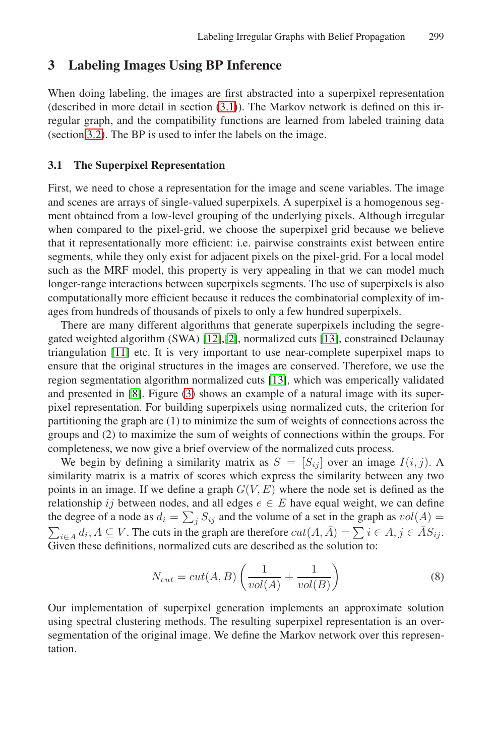## 3 Labeling Images Using BP Inference

When doing labeling, the images are first abstracted into a superpixel representation (described in more detail in section (3.1)). The Markov network is defined on this irregular graph, and the compatibility functions are learned from labeled training data (section 3.2). The BP is used to infer the labels on the image.

### 3.1 The Superpixel Representation

First, we need to chose a representation for the image and scene variables. The image and scenes are arrays of single-valued superpixels. A superpixel is a homogenous segment obtained from a low-level grouping of the underlying pixels. Although irregular when compared to the pixel-grid, we choose the superpixel grid because we believe that it representationally more efficient: i.e. pairwise constraints exist between entire segments, while they only exist for adjacent pixels on the pixel-grid. For a local model such as the MRF model, this property is very appealing in that we can model much longer-range interactions between superpixels segments. The use of superpixels is also computationally more efficient because it reduces the combinatorial complexity of images from hundreds of thousands of pixels to only a few hundred superpixels.

There are many different algorithms that generate superpixels including the segregated weighted algorithm (SWA) [12],[2], normalized cuts [13], constrained Delaunay triangulation [11] etc. It is very important to use near-complete superpixel maps to ensure that the original structures in the images are conserved. Therefore, we use the region segmentation algorithm normalized cuts [13], which was emperically validated and presented in [8]. Figure (3) shows an example of a natural image with its superpixel representation. For building superpixels using normalized cuts, the criterion for partitioning the graph are (1) to minimize the sum of weights of connections across the groups and (2) to maximize the sum of weights of connections within the groups. For completeness, we now give a brief overview of the normalized cuts process.

We begin by defining a similarity matrix as $S = [S_{ij}]$ over an image $I(i, j)$. A similarity matrix is a matrix of scores which express the similarity between any two points in an image. If we define a graph $G(V, E)$ where the node set is defined as the relationship $ij$ between nodes, and all edges $e \in E$ have equal weight, we can define the degree of a node as $d_i = \sum_j S_{ij}$ and the volume of a set in the graph as $vol(A) = \sum_{i \in A} d_i, A \subseteq V$. The cuts in the graph are therefore $cut(A, \bar{A}) = \sum i \in A, j \in \bar{A} S_{ij}$. Given these definitions, normalized cuts are described as the solution to:

$$N_{cut} = cut(A, B) \left( \frac{1}{vol(A)} + \frac{1}{vol(B)} \right) \tag{8}$$

Our implementation of superpixel generation implements an approximate solution using spectral clustering methods. The resulting superpixel representation is an over-segmentation of the original image. We define the Markov network over this representation.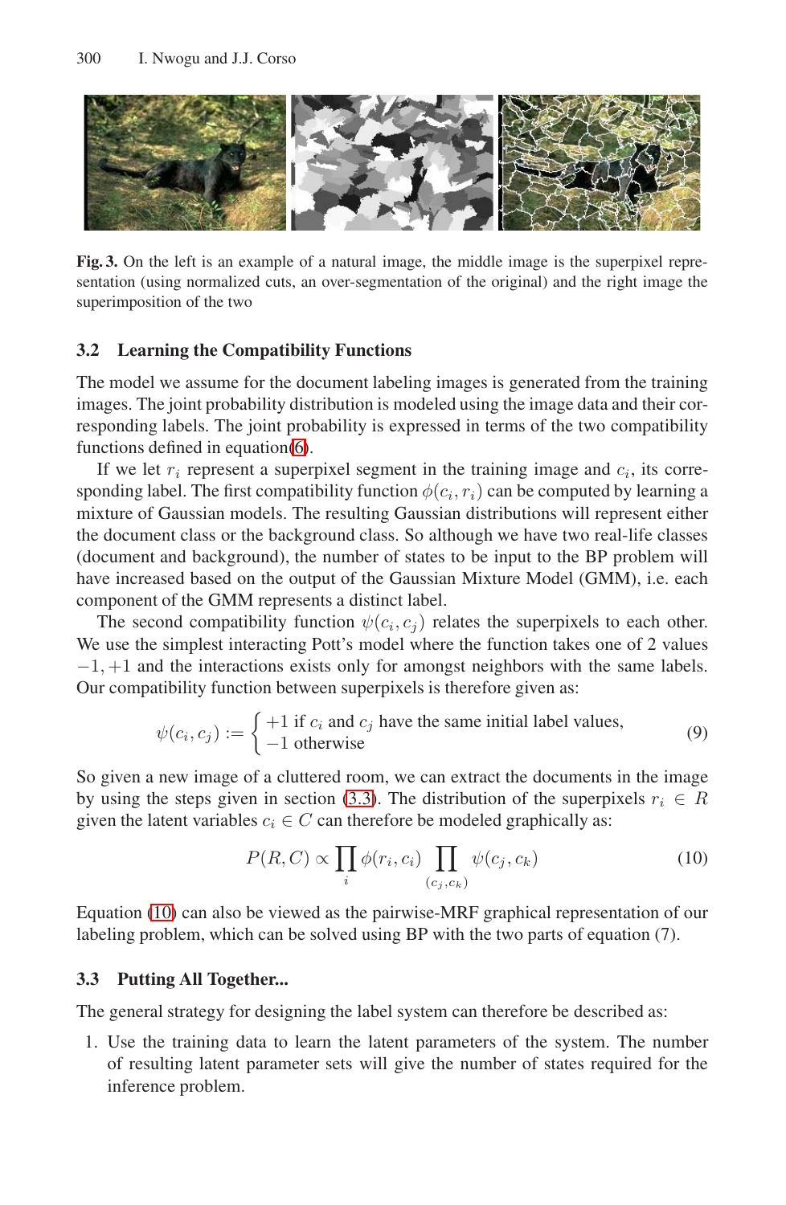**Fig. 3.** On the left is an example of a natural image, the middle image is the superpixel representation (using normalized cuts, an over-segmentation of the original) and the right image the superimposition of the two

### 3.2 Learning the Compatibility Functions

The model we assume for the document labeling images is generated from the training images. The joint probability distribution is modeled using the image data and their corresponding labels. The joint probability is expressed in terms of the two compatibility functions defined in equation(6).

If we let $r_i$ represent a superpixel segment in the training image and $c_i$, its corresponding label. The first compatibility function $\phi(c_i, r_i)$ can be computed by learning a mixture of Gaussian models. The resulting Gaussian distributions will represent either the document class or the background class. So although we have two real-life classes (document and background), the number of states to be input to the BP problem will have increased based on the output of the Gaussian Mixture Model (GMM), i.e. each component of the GMM represents a distinct label.

The second compatibility function $\psi(c_i, c_j)$ relates the superpixels to each other. We use the simplest interacting Pott's model where the function takes one of 2 values $-1, +1$ and the interactions exists only for amongst neighbors with the same labels. Our compatibility function between superpixels is therefore given as:

$$\psi(c_i, c_j) := \begin{cases} +1 \text{ if } c_i \text{ and } c_j \text{ have the same initial label values,} \\ -1 \text{ otherwise} \end{cases} \tag{9}$$

So given a new image of a cluttered room, we can extract the documents in the image by using the steps given in section (3.3). The distribution of the superpixels $r_i \in R$ given the latent variables $c_i \in C$ can therefore be modeled graphically as:

$$P(R, C) \propto \prod_i \phi(r_i, c_i) \prod_{(c_j, c_k)} \psi(c_j, c_k) \tag{10}$$

Equation (10) can also be viewed as the pairwise-MRF graphical representation of our labeling problem, which can be solved using BP with the two parts of equation (7).

### 3.3 Putting All Together...

The general strategy for designing the label system can therefore be described as:

1. Use the training data to learn the latent parameters of the system. The number of resulting latent parameter sets will give the number of states required for the inference problem.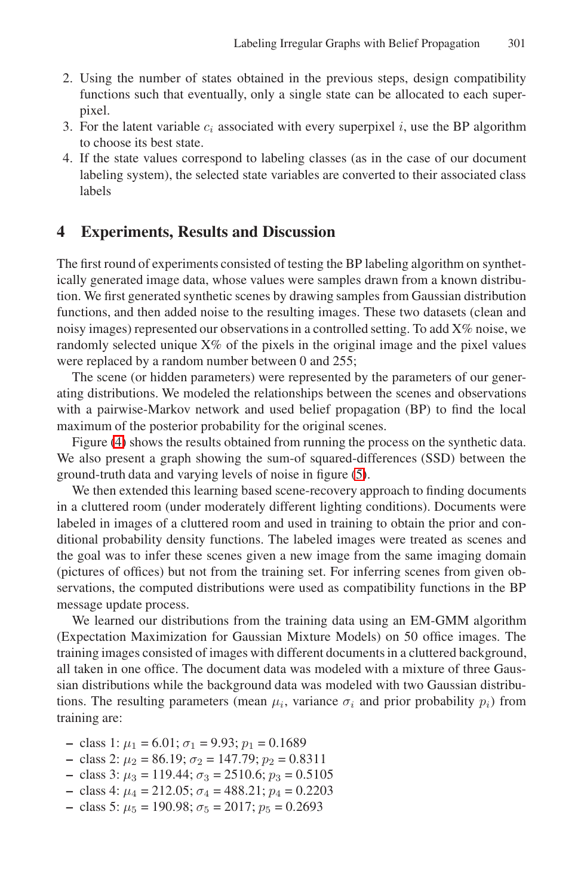2. Using the number of states obtained in the previous steps, design compatibility functions such that eventually, only a single state can be allocated to each superpixel.
3. For the latent variable $c_i$ associated with every superpixel $i$, use the BP algorithm to choose its best state.
4. If the state values correspond to labeling classes (as in the case of our document labeling system), the selected state variables are converted to their associated class labels

## 4 Experiments, Results and Discussion

The first round of experiments consisted of testing the BP labeling algorithm on synthetically generated image data, whose values were samples drawn from a known distribution. We first generated synthetic scenes by drawing samples from Gaussian distribution functions, and then added noise to the resulting images. These two datasets (clean and noisy images) represented our observations in a controlled setting. To add X% noise, we randomly selected unique X% of the pixels in the original image and the pixel values were replaced by a random number between 0 and 255;

The scene (or hidden parameters) were represented by the parameters of our generating distributions. We modeled the relationships between the scenes and observations with a pairwise-Markov network and used belief propagation (BP) to find the local maximum of the posterior probability for the original scenes.

Figure (4) shows the results obtained from running the process on the synthetic data. We also present a graph showing the sum-of squared-differences (SSD) between the ground-truth data and varying levels of noise in figure (5).

We then extended this learning based scene-recovery approach to finding documents in a cluttered room (under moderately different lighting conditions). Documents were labeled in images of a cluttered room and used in training to obtain the prior and conditional probability density functions. The labeled images were treated as scenes and the goal was to infer these scenes given a new image from the same imaging domain (pictures of offices) but not from the training set. For inferring scenes from given observations, the computed distributions were used as compatibility functions in the BP message update process.

We learned our distributions from the training data using an EM-GMM algorithm (Expectation Maximization for Gaussian Mixture Models) on 50 office images. The training images consisted of images with different documents in a cluttered background, all taken in one office. The document data was modeled with a mixture of three Gaussian distributions while the background data was modeled with two Gaussian distributions. The resulting parameters (mean $\mu_i$, variance $\sigma_i$ and prior probability $p_i$) from training are:

- class 1: $\mu_1 = 6.01$; $\sigma_1 = 9.93$; $p_1 = 0.1689$
- class 2: $\mu_2 = 86.19$; $\sigma_2 = 147.79$; $p_2 = 0.8311$
- class 3: $\mu_3 = 119.44$; $\sigma_3 = 2510.6$; $p_3 = 0.5105$
- class 4: $\mu_4 = 212.05$; $\sigma_4 = 488.21$; $p_4 = 0.2203$
- class 5: $\mu_5 = 190.98$; $\sigma_5 = 2017$; $p_5 = 0.2693$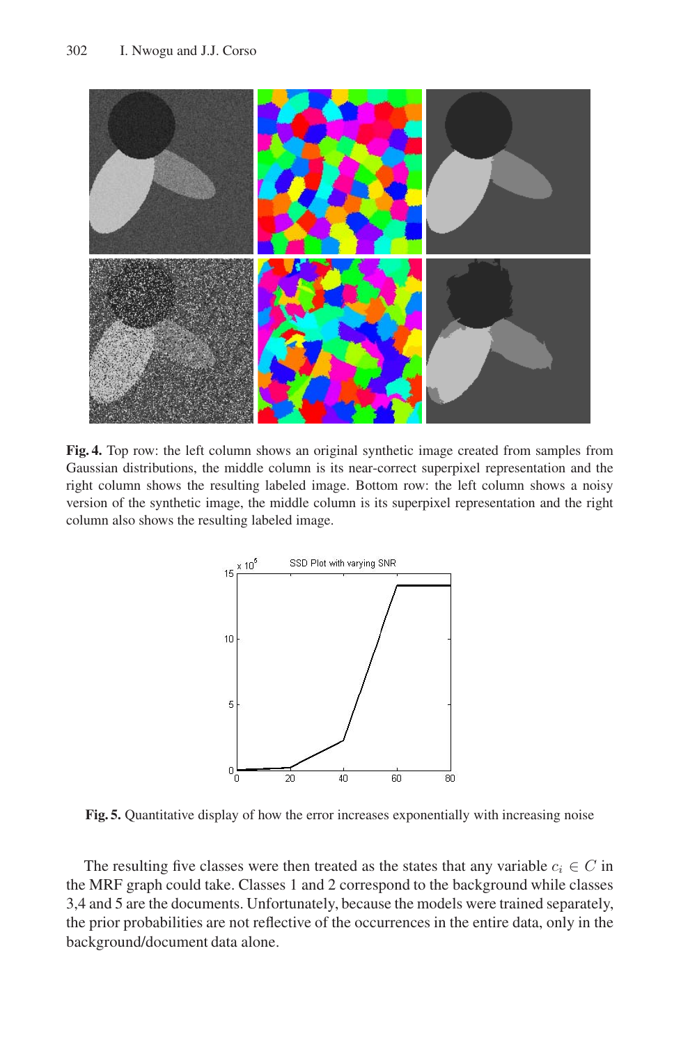**Fig. 4.** Top row: the left column shows an original synthetic image created from samples from Gaussian distributions, the middle column is its near-correct superpixel representation and the right column shows the resulting labeled image. Bottom row: the left column shows a noisy version of the synthetic image, the middle column is its superpixel representation and the right column also shows the resulting labeled image.

**Fig. 5.** Quantitative display of how the error increases exponentially with increasing noise

The resulting five classes were then treated as the states that any variable $c_i \in C$ in the MRF graph could take. Classes 1 and 2 correspond to the background while classes 3,4 and 5 are the documents. Unfortunately, because the models were trained separately, the prior probabilities are not reflective of the occurrences in the entire data, only in the background/document data alone.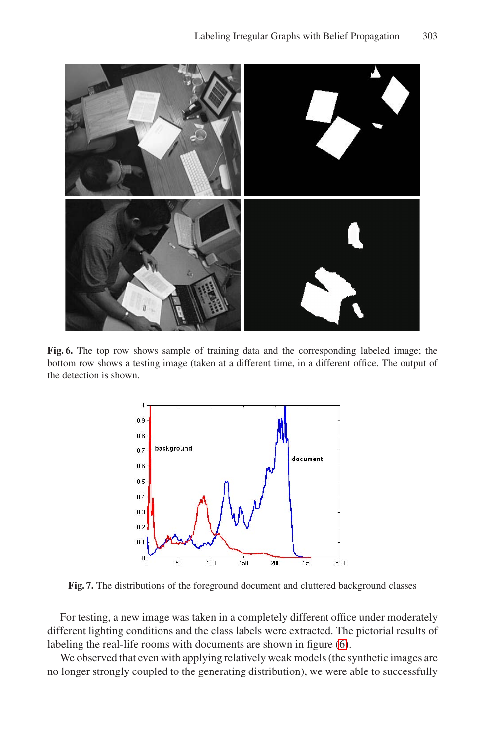**Fig. 6.** The top row shows sample of training data and the corresponding labeled image; the bottom row shows a testing image (taken at a different time, in a different office. The output of the detection is shown.

**Fig. 7.** The distributions of the foreground document and cluttered background classes

For testing, a new image was taken in a completely different office under moderately different lighting conditions and the class labels were extracted. The pictorial results of labeling the real-life rooms with documents are shown in figure (6).

We observed that even with applying relatively weak models (the synthetic images are no longer strongly coupled to the generating distribution), we were able to successfully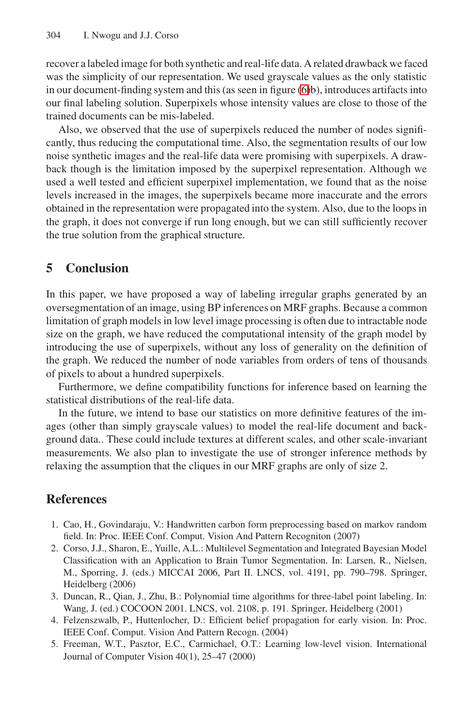recover a labeled image for both synthetic and real-life data. A related drawback we faced was the simplicity of our representation. We used grayscale values as the only statistic in our document-finding system and this (as seen in figure (6)b), introduces artifacts into our final labeling solution. Superpixels whose intensity values are close to those of the trained documents can be mis-labeled.

Also, we observed that the use of superpixels reduced the number of nodes significantly, thus reducing the computational time. Also, the segmentation results of our low noise synthetic images and the real-life data were promising with superpixels. A drawback though is the limitation imposed by the superpixel representation. Although we used a well tested and efficient superpixel implementation, we found that as the noise levels increased in the images, the superpixels became more inaccurate and the errors obtained in the representation were propagated into the system. Also, due to the loops in the graph, it does not converge if run long enough, but we can still sufficiently recover the true solution from the graphical structure.

## 5 Conclusion

In this paper, we have proposed a way of labeling irregular graphs generated by an oversegmentation of an image, using BP inferences on MRF graphs. Because a common limitation of graph models in low level image processing is often due to intractable node size on the graph, we have reduced the computational intensity of the graph model by introducing the use of superpixels, without any loss of generality on the definition of the graph. We reduced the number of node variables from orders of tens of thousands of pixels to about a hundred superpixels.

Furthermore, we define compatibility functions for inference based on learning the statistical distributions of the real-life data.

In the future, we intend to base our statistics on more definitive features of the images (other than simply grayscale values) to model the real-life document and background data.. These could include textures at different scales, and other scale-invariant measurements. We also plan to investigate the use of stronger inference methods by relaxing the assumption that the cliques in our MRF graphs are only of size 2.

## References

1. Cao, H., Govindaraju, V.: Handwritten carbon form preprocessing based on markov random field. In: Proc. IEEE Conf. Comput. Vision And Pattern Recogniton (2007)
2. Corso, J.J., Sharon, E., Yuille, A.L.: Multilevel Segmentation and Integrated Bayesian Model Classification with an Application to Brain Tumor Segmentation. In: Larsen, R., Nielsen, M., Sporring, J. (eds.) MICCAI 2006, Part II. LNCS, vol. 4191, pp. 790–798. Springer, Heidelberg (2006)
3. Duncan, R., Qian, J., Zhu, B.: Polynomial time algorithms for three-label point labeling. In: Wang, J. (ed.) COCOON 2001. LNCS, vol. 2108, p. 191. Springer, Heidelberg (2001)
4. Felzenszwalb, P., Huttenlocher, D.: Efficient belief propagation for early vision. In: Proc. IEEE Conf. Comput. Vision And Pattern Recogn. (2004)
5. Freeman, W.T., Pasztor, E.C., Carmichael, O.T.: Learning low-level vision. International Journal of Computer Vision 40(1), 25–47 (2000)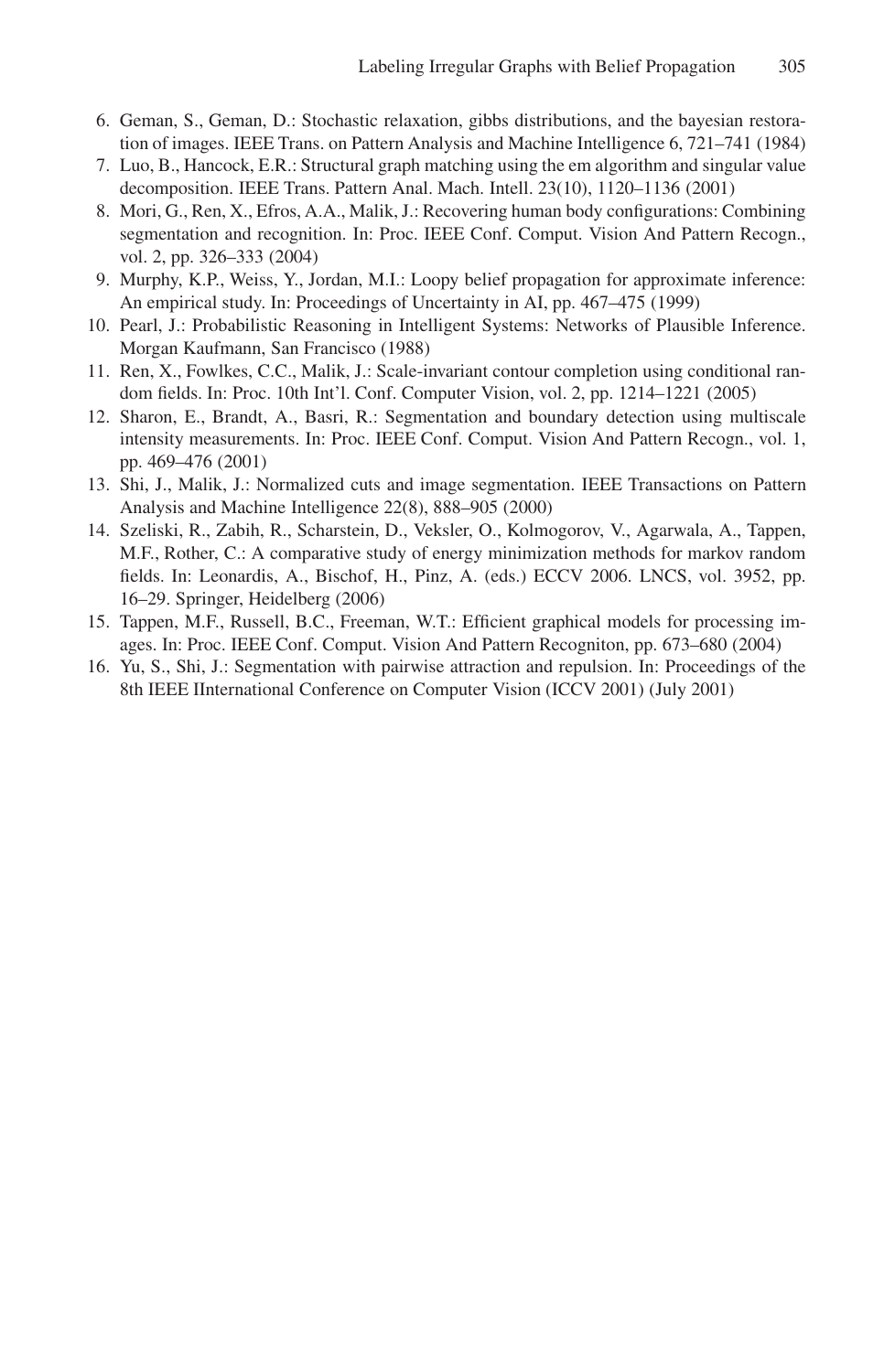6. Geman, S., Geman, D.: Stochastic relaxation, gibbs distributions, and the bayesian restoration of images. IEEE Trans. on Pattern Analysis and Machine Intelligence 6, 721–741 (1984)
7. Luo, B., Hancock, E.R.: Structural graph matching using the em algorithm and singular value decomposition. IEEE Trans. Pattern Anal. Mach. Intell. 23(10), 1120–1136 (2001)
8. Mori, G., Ren, X., Efros, A.A., Malik, J.: Recovering human body configurations: Combining segmentation and recognition. In: Proc. IEEE Conf. Comput. Vision And Pattern Recogn., vol. 2, pp. 326–333 (2004)
9. Murphy, K.P., Weiss, Y., Jordan, M.I.: Loopy belief propagation for approximate inference: An empirical study. In: Proceedings of Uncertainty in AI, pp. 467–475 (1999)
10. Pearl, J.: Probabilistic Reasoning in Intelligent Systems: Networks of Plausible Inference. Morgan Kaufmann, San Francisco (1988)
11. Ren, X., Fowlkes, C.C., Malik, J.: Scale-invariant contour completion using conditional random fields. In: Proc. 10th Int'l. Conf. Computer Vision, vol. 2, pp. 1214–1221 (2005)
12. Sharon, E., Brandt, A., Basri, R.: Segmentation and boundary detection using multiscale intensity measurements. In: Proc. IEEE Conf. Comput. Vision And Pattern Recogn., vol. 1, pp. 469–476 (2001)
13. Shi, J., Malik, J.: Normalized cuts and image segmentation. IEEE Transactions on Pattern Analysis and Machine Intelligence 22(8), 888–905 (2000)
14. Szeliski, R., Zabih, R., Scharstein, D., Veksler, O., Kolmogorov, V., Agarwala, A., Tappen, M.F., Rother, C.: A comparative study of energy minimization methods for markov random fields. In: Leonardis, A., Bischof, H., Pinz, A. (eds.) ECCV 2006. LNCS, vol. 3952, pp. 16–29. Springer, Heidelberg (2006)
15. Tappen, M.F., Russell, B.C., Freeman, W.T.: Efficient graphical models for processing images. In: Proc. IEEE Conf. Comput. Vision And Pattern Recogniton, pp. 673–680 (2004)
16. Yu, S., Shi, J.: Segmentation with pairwise attraction and repulsion. In: Proceedings of the 8th IEEE IInternational Conference on Computer Vision (ICCV 2001) (July 2001)